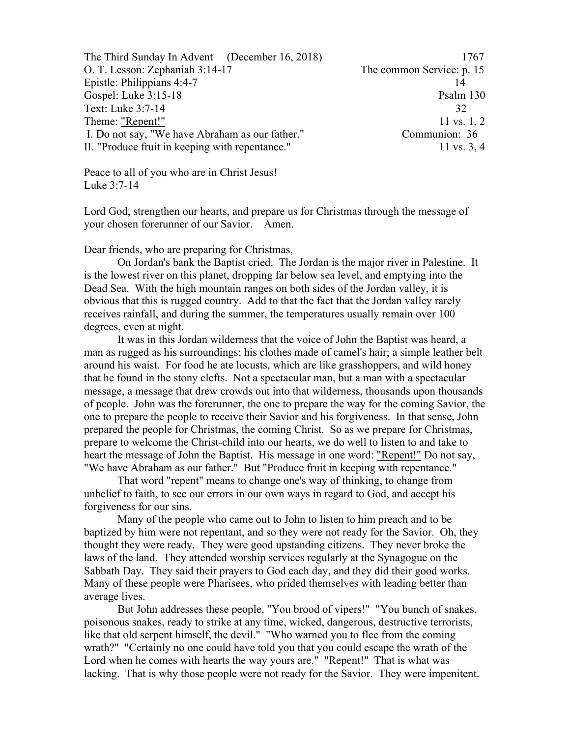The Third Sunday In Advent (December 16, 2018) 1767

O. T. Lesson: Zephaniah 3:14-17 The common Service: p. 15

Epistle: Philippians 4:4-7 14

Gospel: Luke 3:15-18 Psalm 130

Text: Luke 3:7-14 32

Theme: <u>"Repent!"</u> 11 vs. 1, 2

I. Do not say, "We have Abraham as our father." Communion: 36

II. "Produce fruit in keeping with repentance." 11 vs. 3, 4

Peace to all of you who are in Christ Jesus!
Luke 3:7-14

Lord God, strengthen our hearts, and prepare us for Christmas through the message of your chosen forerunner of our Savior. Amen.

Dear friends, who are preparing for Christmas,

On Jordan's bank the Baptist cried. The Jordan is the major river in Palestine. It is the lowest river on this planet, dropping far below sea level, and emptying into the Dead Sea. With the high mountain ranges on both sides of the Jordan valley, it is obvious that this is rugged country. Add to that the fact that the Jordan valley rarely receives rainfall, and during the summer, the temperatures usually remain over 100 degrees, even at night.

It was in this Jordan wilderness that the voice of John the Baptist was heard, a man as rugged as his surroundings; his clothes made of camel's hair; a simple leather belt around his waist. For food he ate locusts, which are like grasshoppers, and wild honey that he found in the stony clefts. Not a spectacular man, but a man with a spectacular message, a message that drew crowds out into that wilderness, thousands upon thousands of people. John was the forerunner, the one to prepare the way for the coming Savior, the one to prepare the people to receive their Savior and his forgiveness. In that sense, John prepared the people for Christmas, the coming Christ. So as we prepare for Christmas, prepare to welcome the Christ-child into our hearts, we do well to listen to and take to heart the message of John the Baptist. His message in one word: <u>"Repent!"</u> Do not say, "We have Abraham as our father." But "Produce fruit in keeping with repentance."

That word "repent" means to change one's way of thinking, to change from unbelief to faith, to see our errors in our own ways in regard to God, and accept his forgiveness for our sins.

Many of the people who came out to John to listen to him preach and to be baptized by him were not repentant, and so they were not ready for the Savior. Oh, they thought they were ready. They were good upstanding citizens. They never broke the laws of the land. They attended worship services regularly at the Synagogue on the Sabbath Day. They said their prayers to God each day, and they did their good works. Many of these people were Pharisees, who prided themselves with leading better than average lives.

But John addresses these people, "You brood of vipers!" "You bunch of snakes, poisonous snakes, ready to strike at any time, wicked, dangerous, destructive terrorists, like that old serpent himself, the devil." "Who warned you to flee from the coming wrath?" "Certainly no one could have told you that you could escape the wrath of the Lord when he comes with hearts the way yours are." "Repent!" That is what was lacking. That is why those people were not ready for the Savior. They were impenitent.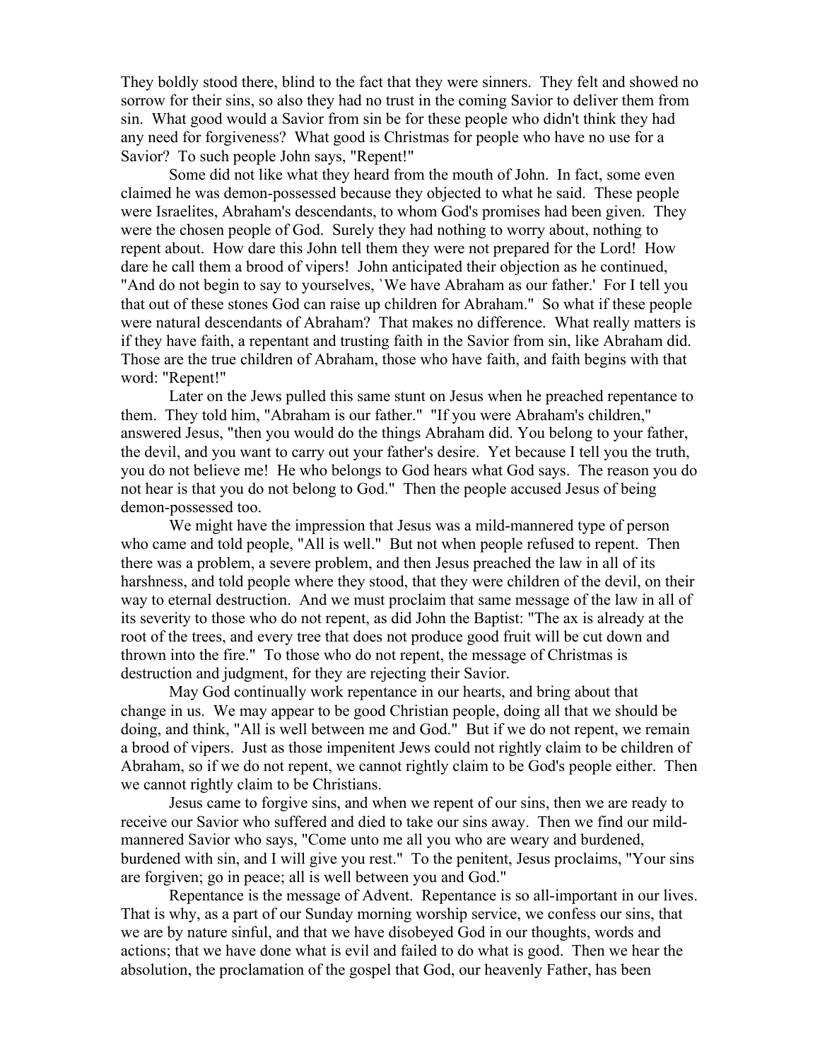They boldly stood there, blind to the fact that they were sinners. They felt and showed no sorrow for their sins, so also they had no trust in the coming Savior to deliver them from sin. What good would a Savior from sin be for these people who didn't think they had any need for forgiveness? What good is Christmas for people who have no use for a Savior? To such people John says, "Repent!"

Some did not like what they heard from the mouth of John. In fact, some even claimed he was demon-possessed because they objected to what he said. These people were Israelites, Abraham's descendants, to whom God's promises had been given. They were the chosen people of God. Surely they had nothing to worry about, nothing to repent about. How dare this John tell them they were not prepared for the Lord! How dare he call them a brood of vipers! John anticipated their objection as he continued, "And do not begin to say to yourselves, `We have Abraham as our father.' For I tell you that out of these stones God can raise up children for Abraham." So what if these people were natural descendants of Abraham? That makes no difference. What really matters is if they have faith, a repentant and trusting faith in the Savior from sin, like Abraham did. Those are the true children of Abraham, those who have faith, and faith begins with that word: "Repent!"

Later on the Jews pulled this same stunt on Jesus when he preached repentance to them. They told him, "Abraham is our father." "If you were Abraham's children," answered Jesus, "then you would do the things Abraham did. You belong to your father, the devil, and you want to carry out your father's desire. Yet because I tell you the truth, you do not believe me! He who belongs to God hears what God says. The reason you do not hear is that you do not belong to God." Then the people accused Jesus of being demon-possessed too.

We might have the impression that Jesus was a mild-mannered type of person who came and told people, "All is well." But not when people refused to repent. Then there was a problem, a severe problem, and then Jesus preached the law in all of its harshness, and told people where they stood, that they were children of the devil, on their way to eternal destruction. And we must proclaim that same message of the law in all of its severity to those who do not repent, as did John the Baptist: "The ax is already at the root of the trees, and every tree that does not produce good fruit will be cut down and thrown into the fire." To those who do not repent, the message of Christmas is destruction and judgment, for they are rejecting their Savior.

May God continually work repentance in our hearts, and bring about that change in us. We may appear to be good Christian people, doing all that we should be doing, and think, "All is well between me and God." But if we do not repent, we remain a brood of vipers. Just as those impenitent Jews could not rightly claim to be children of Abraham, so if we do not repent, we cannot rightly claim to be God's people either. Then we cannot rightly claim to be Christians.

Jesus came to forgive sins, and when we repent of our sins, then we are ready to receive our Savior who suffered and died to take our sins away. Then we find our mild-mannered Savior who says, "Come unto me all you who are weary and burdened, burdened with sin, and I will give you rest." To the penitent, Jesus proclaims, "Your sins are forgiven; go in peace; all is well between you and God."

Repentance is the message of Advent. Repentance is so all-important in our lives. That is why, as a part of our Sunday morning worship service, we confess our sins, that we are by nature sinful, and that we have disobeyed God in our thoughts, words and actions; that we have done what is evil and failed to do what is good. Then we hear the absolution, the proclamation of the gospel that God, our heavenly Father, has been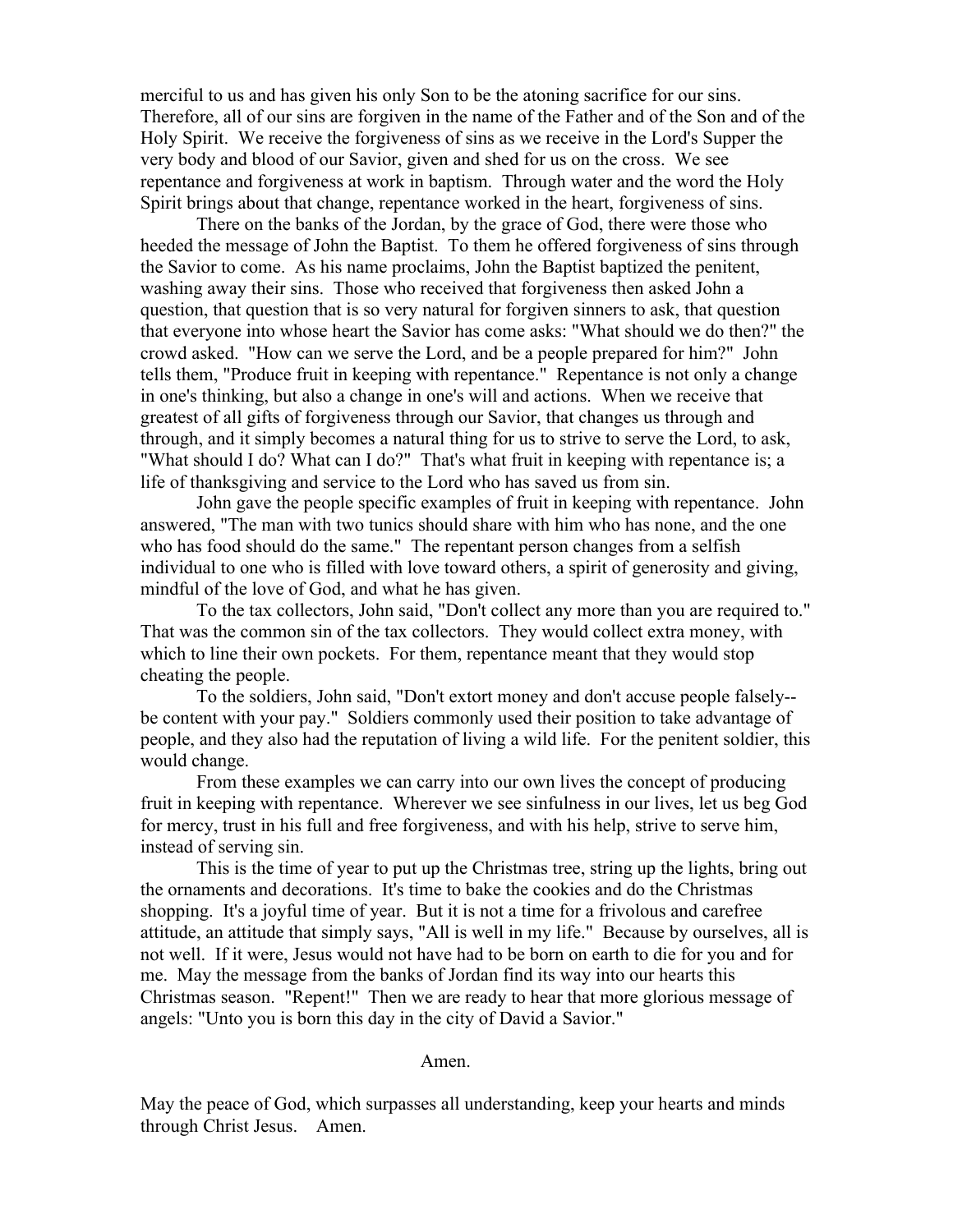merciful to us and has given his only Son to be the atoning sacrifice for our sins. Therefore, all of our sins are forgiven in the name of the Father and of the Son and of the Holy Spirit. We receive the forgiveness of sins as we receive in the Lord's Supper the very body and blood of our Savior, given and shed for us on the cross. We see repentance and forgiveness at work in baptism. Through water and the word the Holy Spirit brings about that change, repentance worked in the heart, forgiveness of sins.

There on the banks of the Jordan, by the grace of God, there were those who heeded the message of John the Baptist. To them he offered forgiveness of sins through the Savior to come. As his name proclaims, John the Baptist baptized the penitent, washing away their sins. Those who received that forgiveness then asked John a question, that question that is so very natural for forgiven sinners to ask, that question that everyone into whose heart the Savior has come asks: "What should we do then?" the crowd asked. "How can we serve the Lord, and be a people prepared for him?" John tells them, "Produce fruit in keeping with repentance." Repentance is not only a change in one's thinking, but also a change in one's will and actions. When we receive that greatest of all gifts of forgiveness through our Savior, that changes us through and through, and it simply becomes a natural thing for us to strive to serve the Lord, to ask, "What should I do? What can I do?" That's what fruit in keeping with repentance is; a life of thanksgiving and service to the Lord who has saved us from sin.

John gave the people specific examples of fruit in keeping with repentance. John answered, "The man with two tunics should share with him who has none, and the one who has food should do the same." The repentant person changes from a selfish individual to one who is filled with love toward others, a spirit of generosity and giving, mindful of the love of God, and what he has given.

To the tax collectors, John said, "Don't collect any more than you are required to." That was the common sin of the tax collectors. They would collect extra money, with which to line their own pockets. For them, repentance meant that they would stop cheating the people.

To the soldiers, John said, "Don't extort money and don't accuse people falsely--be content with your pay." Soldiers commonly used their position to take advantage of people, and they also had the reputation of living a wild life. For the penitent soldier, this would change.

From these examples we can carry into our own lives the concept of producing fruit in keeping with repentance. Wherever we see sinfulness in our lives, let us beg God for mercy, trust in his full and free forgiveness, and with his help, strive to serve him, instead of serving sin.

This is the time of year to put up the Christmas tree, string up the lights, bring out the ornaments and decorations. It's time to bake the cookies and do the Christmas shopping. It's a joyful time of year. But it is not a time for a frivolous and carefree attitude, an attitude that simply says, "All is well in my life." Because by ourselves, all is not well. If it were, Jesus would not have had to be born on earth to die for you and for me. May the message from the banks of Jordan find its way into our hearts this Christmas season. "Repent!" Then we are ready to hear that more glorious message of angels: "Unto you is born this day in the city of David a Savior."

Amen.

May the peace of God, which surpasses all understanding, keep your hearts and minds through Christ Jesus. Amen.